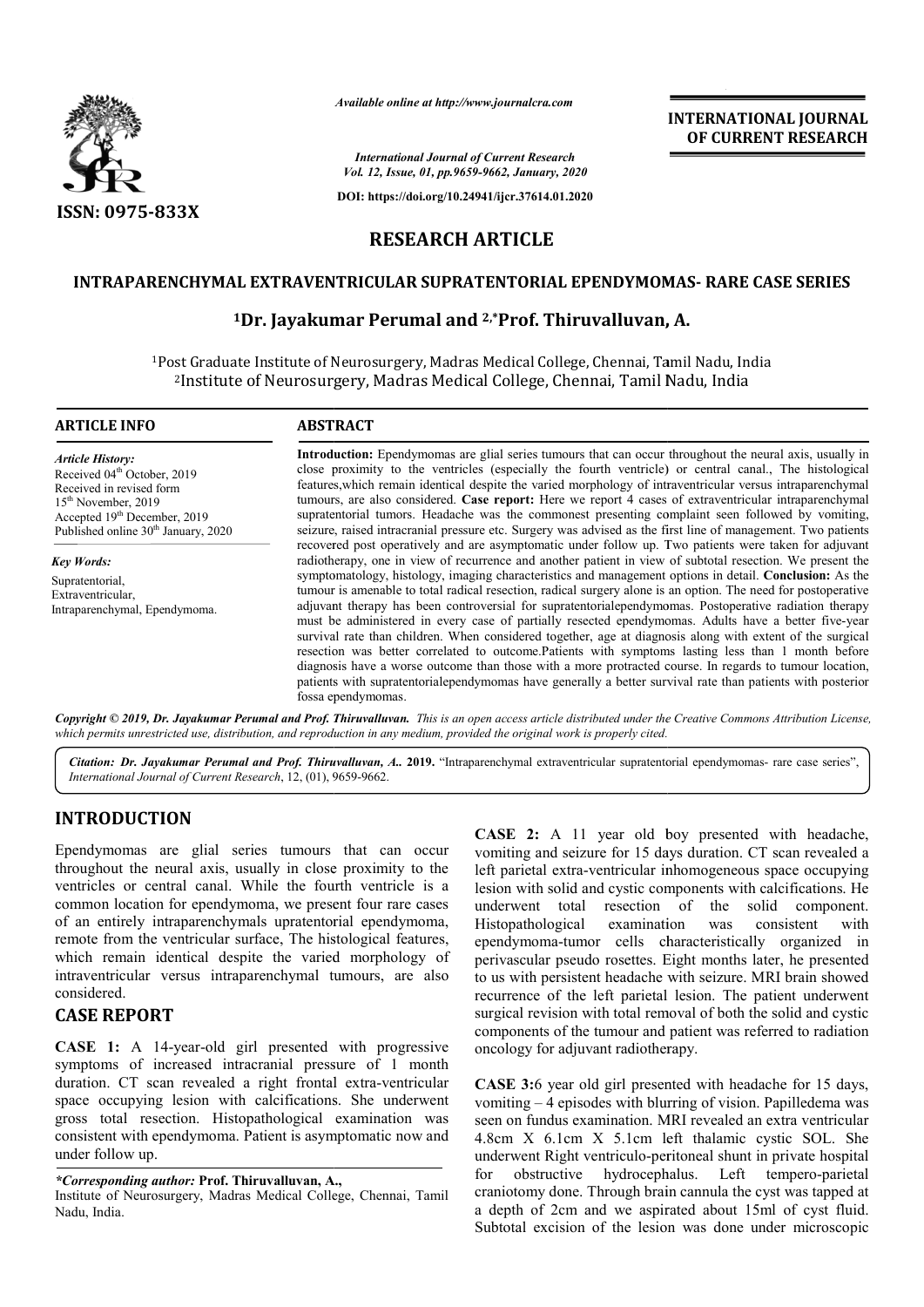# RESEARCH ARTICLE

## INTRAPARENCHYMAL EXTRAVENTRICULAR SUPRATENTORIAL EPENDYMOMAS- RARE CASE SERIES

**[1]Dr. Jayakumar Perumal and [2,*]Prof. Thiruvalluvan, A.**

[1]Post Graduate Institute of Neurosurgery, Madras Medical College, Chennai, Tamil Nadu, India
[2]Institute of Neurosurgery, Madras Medical College, Chennai, Tamil Nadu, India

### ARTICLE INFO

*Article History:*
Received 04[th] October, 2019
Received in revised form
15[th] November, 2019
Accepted 19[th] December, 2019
Published online 30[th] January, 2020

*Key Words:*
Supratentorial,
Extraventricular,
Intraparenchymal, Ependymoma.

### ABSTRACT

**Introduction:** Ependymomas are glial series tumours that can occur throughout the neural axis, usually in close proximity to the ventricles (especially the fourth ventricle) or central canal., The histological features,which remain identical despite the varied morphology of intraventricular versus intraparenchymal tumours, are also considered. **Case report:** Here we report 4 cases of extraventricular intraparenchymal supratentorial tumors. Headache was the commonest presenting complaint seen followed by vomiting, seizure, raised intracranial pressure etc. Surgery was advised as the first line of management. Two patients recovered post operatively and are asymptomatic under follow up. Two patients were taken for adjuvant radiotherapy, one in view of recurrence and another patient in view of subtotal resection. We present the symptomatology, histology, imaging characteristics and management options in detail. **Conclusion:** As the tumour is amenable to total radical resection, radical surgery alone is an option. The need for postoperative adjuvant therapy has been controversial for supratentorialependymomas. Postoperative radiation therapy must be administered in every case of partially resected ependymomas. Adults have a better five-year survival rate than children. When considered together, age at diagnosis along with extent of the surgical resection was better correlated to outcome.Patients with symptoms lasting less than 1 month before diagnosis have a worse outcome than those with a more protracted course. In regards to tumour location, patients with supratentorialependymomas have generally a better survival rate than patients with posterior fossa ependymomas.

*Copyright © 2019, Dr. Jayakumar Perumal and Prof. Thiruvalluvan. This is an open access article distributed under the Creative Commons Attribution License, which permits unrestricted use, distribution, and reproduction in any medium, provided the original work is properly cited.*

*Citation: Dr. Jayakumar Perumal and Prof. Thiruvalluvan, A.. 2019. "Intraparenchymal extraventricular supratentorial ependymomas- rare case series", International Journal of Current Research, 12, (01), 9659-9662.*

## INTRODUCTION

Ependymomas are glial series tumours that can occur throughout the neural axis, usually in close proximity to the ventricles or central canal. While the fourth ventricle is a common location for ependymoma, we present four rare cases of an entirely intraparenchymals upratentorial ependymoma, remote from the ventricular surface, The histological features, which remain identical despite the varied morphology of intraventricular versus intraparenchymal tumours, are also considered.

## CASE REPORT

**CASE 1:** A 14-year-old girl presented with progressive symptoms of increased intracranial pressure of 1 month duration. CT scan revealed a right frontal extra-ventricular space occupying lesion with calcifications. She underwent gross total resection. Histopathological examination was consistent with ependymoma. Patient is asymptomatic now and under follow up.

**CASE 2:** A 11 year old boy presented with headache, vomiting and seizure for 15 days duration. CT scan revealed a left parietal extra-ventricular inhomogeneous space occupying lesion with solid and cystic components with calcifications. He underwent total resection of the solid component. Histopathological examination was consistent with ependymoma-tumor cells characteristically organized in perivascular pseudo rosettes. Eight months later, he presented to us with persistent headache with seizure. MRI brain showed recurrence of the left parietal lesion. The patient underwent surgical revision with total removal of both the solid and cystic components of the tumour and patient was referred to radiation oncology for adjuvant radiotherapy.

**CASE 3:**6 year old girl presented with headache for 15 days, vomiting – 4 episodes with blurring of vision. Papilledema was seen on fundus examination. MRI revealed an extra ventricular 4.8cm X 6.1cm X 5.1cm left thalamic cystic SOL. She underwent Right ventriculo-peritoneal shunt in private hospital for obstructive hydrocephalus. Left tempero-parietal craniotomy done. Through brain cannula the cyst was tapped at a depth of 2cm and we aspirated about 15ml of cyst fluid. Subtotal excision of the lesion was done under microscopic

*\*Corresponding author:* **Prof. Thiruvalluvan, A.,**
Institute of Neurosurgery, Madras Medical College, Chennai, Tamil Nadu, India.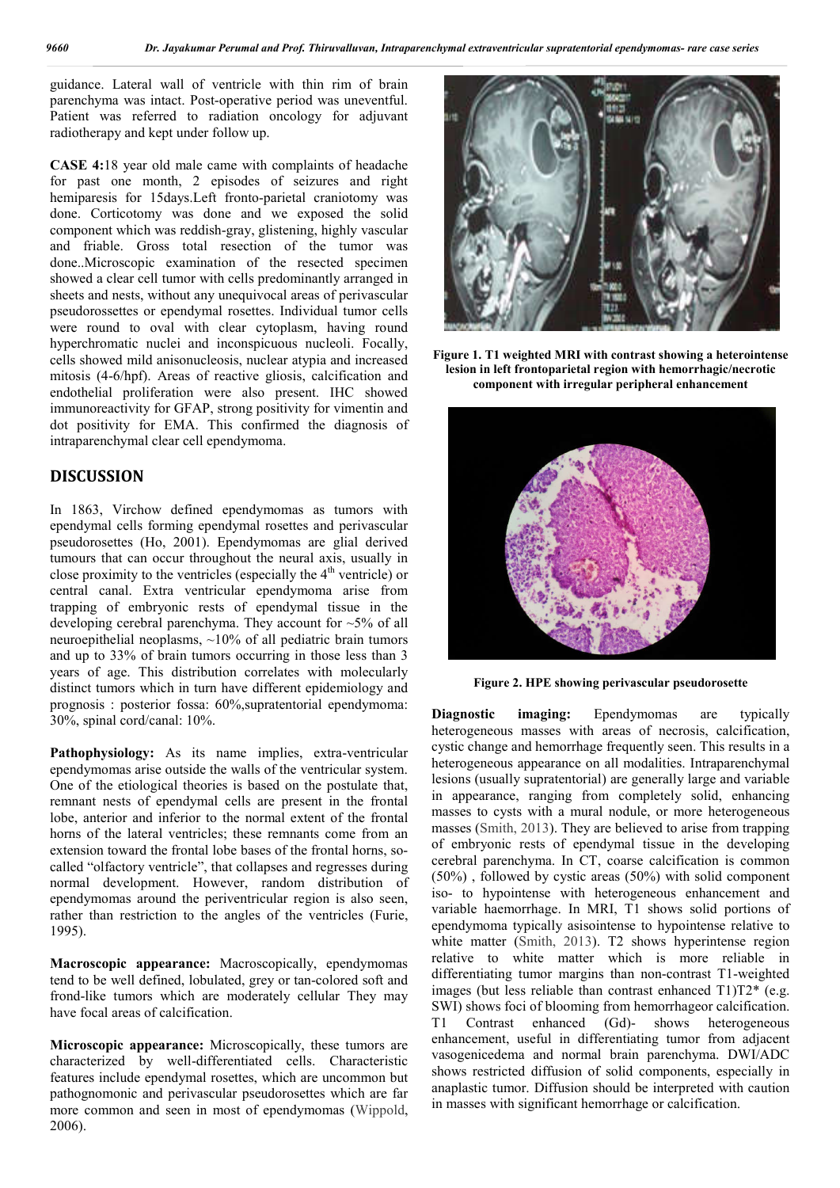guidance. Lateral wall of ventricle with thin rim of brain parenchyma was intact. Post-operative period was uneventful. Patient was referred to radiation oncology for adjuvant radiotherapy and kept under follow up.

**CASE 4:**18 year old male came with complaints of headache for past one month, 2 episodes of seizures and right hemiparesis for 15days.Left fronto-parietal craniotomy was done. Corticotomy was done and we exposed the solid component which was reddish-gray, glistening, highly vascular and friable. Gross total resection of the tumor was done..Microscopic examination of the resected specimen showed a clear cell tumor with cells predominantly arranged in sheets and nests, without any unequivocal areas of perivascular pseudorossettes or ependymal rosettes. Individual tumor cells were round to oval with clear cytoplasm, having round hyperchromatic nuclei and inconspicuous nucleoli. Focally, cells showed mild anisonucleosis, nuclear atypia and increased mitosis (4-6/hpf). Areas of reactive gliosis, calcification and endothelial proliferation were also present. IHC showed immunoreactivity for GFAP, strong positivity for vimentin and dot positivity for EMA. This confirmed the diagnosis of intraparenchymal clear cell ependymoma.

**Figure 1. T1 weighted MRI with contrast showing a heterointense lesion in left frontoparietal region with hemorrhagic/necrotic component with irregular peripheral enhancement**

**Figure 2. HPE showing perivascular pseudorosette**

## DISCUSSION

In 1863, Virchow defined ependymomas as tumors with ependymal cells forming ependymal rosettes and perivascular pseudorosettes (Ho, 2001). Ependymomas are glial derived tumours that can occur throughout the neural axis, usually in close proximity to the ventricles (especially the 4th ventricle) or central canal. Extra ventricular ependymoma arise from trapping of embryonic rests of ependymal tissue in the developing cerebral parenchyma. They account for ~5% of all neuroepithelial neoplasms, ~10% of all pediatric brain tumors and up to 33% of brain tumors occurring in those less than 3 years of age. This distribution correlates with molecularly distinct tumors which in turn have different epidemiology and prognosis : posterior fossa: 60%,supratentorial ependymoma: 30%, spinal cord/canal: 10%.

**Pathophysiology:** As its name implies, extra-ventricular ependymomas arise outside the walls of the ventricular system. One of the etiological theories is based on the postulate that, remnant nests of ependymal cells are present in the frontal lobe, anterior and inferior to the normal extent of the frontal horns of the lateral ventricles; these remnants come from an extension toward the frontal lobe bases of the frontal horns, so-called "olfactory ventricle", that collapses and regresses during normal development. However, random distribution of ependymomas around the periventricular region is also seen, rather than restriction to the angles of the ventricles (Furie, 1995).

**Macroscopic appearance:** Macroscopically, ependymomas tend to be well defined, lobulated, grey or tan-colored soft and frond-like tumors which are moderately cellular They may have focal areas of calcification.

**Microscopic appearance:** Microscopically, these tumors are characterized by well-differentiated cells. Characteristic features include ependymal rosettes, which are uncommon but pathognomonic and perivascular pseudorosettes which are far more common and seen in most of ependymomas (Wippold, 2006).

**Diagnostic imaging:** Ependymomas are typically heterogeneous masses with areas of necrosis, calcification, cystic change and hemorrhage frequently seen. This results in a heterogeneous appearance on all modalities. Intraparenchymal lesions (usually supratentorial) are generally large and variable in appearance, ranging from completely solid, enhancing masses to cysts with a mural nodule, or more heterogeneous masses (Smith, 2013). They are believed to arise from trapping of embryonic rests of ependymal tissue in the developing cerebral parenchyma. In CT, coarse calcification is common (50%) , followed by cystic areas (50%) with solid component iso- to hypointense with heterogeneous enhancement and variable haemorrhage. In MRI, T1 shows solid portions of ependymoma typically asisointense to hypointense relative to white matter (Smith, 2013). T2 shows hyperintense region relative to white matter which is more reliable in differentiating tumor margins than non-contrast T1-weighted images (but less reliable than contrast enhanced T1)T2* (e.g. SWI) shows foci of blooming from hemorrhageor calcification. T1 Contrast enhanced (Gd)- shows heterogeneous enhancement, useful in differentiating tumor from adjacent vasogenicedema and normal brain parenchyma. DWI/ADC shows restricted diffusion of solid components, especially in anaplastic tumor. Diffusion should be interpreted with caution in masses with significant hemorrhage or calcification.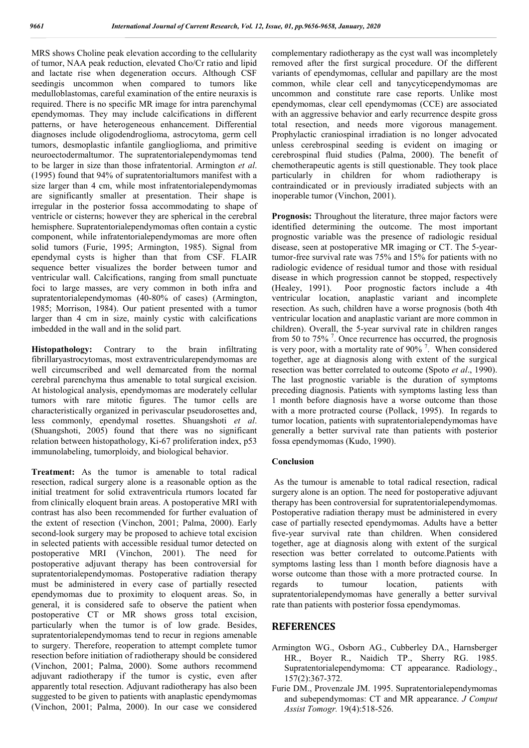MRS shows Choline peak elevation according to the cellularity of tumor, NAA peak reduction, elevated Cho/Cr ratio and lipid and lactate rise when degeneration occurs. Although CSF seedingis uncommon when compared to tumors like medulloblastomas, careful examination of the entire neuraxis is required. There is no specific MR image for intra parenchymal ependymomas. They may include calcifications in different patterns, or have heterogeneous enhancement. Differential diagnoses include oligodendroglioma, astrocytoma, germ cell tumors, desmoplastic infantile ganglioglioma, and primitive neuroectodermaltumor. The supratentorialependymomas tend to be larger in size than those infratentorial. Armington *et al*. (1995) found that 94% of supratentorialtumors manifest with a size larger than 4 cm, while most infratentorialependymomas are significantly smaller at presentation. Their shape is irregular in the posterior fossa accommodating to shape of ventricle or cisterns; however they are spherical in the cerebral hemisphere. Supratentorialependymomas often contain a cystic component, while infratentorialependymomas are more often solid tumors (Furie, 1995; Armington, 1985). Signal from ependymal cysts is higher than that from CSF. FLAIR sequence better visualizes the border between tumor and ventricular wall. Calcifications, ranging from small punctuate foci to large masses, are very common in both infra and supratentorialependymomas (40-80% of cases) (Armington, 1985; Morrison, 1984). Our patient presented with a tumor larger than 4 cm in size, mainly cystic with calcifications imbedded in the wall and in the solid part.

**Histopathology:** Contrary to the brain infiltrating fibrillaryastrocytomas, most extraventricularependymomas are well circumscribed and well demarcated from the normal cerebral parenchyma thus amenable to total surgical excision. At histological analysis, ependymomas are moderately cellular tumors with rare mitotic figures. The tumor cells are characteristically organized in perivascular pseudorosettes and, less commonly, ependymal rosettes. Shuangshoti *et al*. (Shuangshoti, 2005) found that there was no significant relation between histopathology, Ki-67 proliferation index, p53 immunolabeling, tumorploidy, and biological behavior.

**Treatment:** As the tumor is amenable to total radical resection, radical surgery alone is a reasonable option as the initial treatment for solid extraventricula rtumors located far from clinically eloquent brain areas. A postoperative MRI with contrast has also been recommended for further evaluation of the extent of resection (Vinchon, 2001; Palma, 2000). Early second-look surgery may be proposed to achieve total excision in selected patients with accessible residual tumor detected on postoperative MRI (Vinchon, 2001). The need for postoperative adjuvant therapy has been controversial for supratentorialependymomas. Postoperative radiation therapy must be administered in every case of partially resected ependymomas due to proximity to eloquent areas. So, in general, it is considered safe to observe the patient when postoperative CT or MR shows gross total excision, particularly when the tumor is of low grade. Besides, supratentorialependymomas tend to recur in regions amenable to surgery. Therefore, reoperation to attempt complete tumor resection before initiation of radiotherapy should be considered (Vinchon, 2001; Palma, 2000). Some authors recommend adjuvant radiotherapy if the tumor is cystic, even after apparently total resection. Adjuvant radiotherapy has also been suggested to be given to patients with anaplastic ependymomas (Vinchon, 2001; Palma, 2000). In our case we considered complementary radiotherapy as the cyst wall was incompletely removed after the first surgical procedure. Of the different variants of ependymomas, cellular and papillary are the most common, while clear cell and tanycyticependymomas are uncommon and constitute rare case reports. Unlike most ependymomas, clear cell ependymomas (CCE) are associated with an aggressive behavior and early recurrence despite gross total resection, and needs more vigorous management. Prophylactic craniospinal irradiation is no longer advocated unless cerebrospinal seeding is evident on imaging or cerebrospinal fluid studies (Palma, 2000). The benefit of chemotherapeutic agents is still questionable. They took place particularly in children for whom radiotherapy is contraindicated or in previously irradiated subjects with an inoperable tumor (Vinchon, 2001).

**Prognosis:** Throughout the literature, three major factors were identified determining the outcome. The most important prognostic variable was the presence of radiologic residual disease, seen at postoperative MR imaging or CT. The 5-year-tumor-free survival rate was 75% and 15% for patients with no radiologic evidence of residual tumor and those with residual disease in which progression cannot be stopped, respectively (Healey, 1991). Poor prognostic factors include a 4th ventricular location, anaplastic variant and incomplete resection. As such, children have a worse prognosis (both 4th ventricular location and anaplastic variant are more common in children). Overall, the 5-year survival rate in children ranges from 50 to 75% [7]. Once recurrence has occurred, the prognosis is very poor, with a mortality rate of 90% [7]. When considered together, age at diagnosis along with extent of the surgical resection was better correlated to outcome (Spoto *et al*., 1990). The last prognostic variable is the duration of symptoms preceding diagnosis. Patients with symptoms lasting less than 1 month before diagnosis have a worse outcome than those with a more protracted course (Pollack, 1995). In regards to tumor location, patients with supratentorialependymomas have generally a better survival rate than patients with posterior fossa ependymomas (Kudo, 1990).

## Conclusion

As the tumour is amenable to total radical resection, radical surgery alone is an option. The need for postoperative adjuvant therapy has been controversial for supratentorialependymomas. Postoperative radiation therapy must be administered in every case of partially resected ependymomas. Adults have a better five-year survival rate than children. When considered together, age at diagnosis along with extent of the surgical resection was better correlated to outcome.Patients with symptoms lasting less than 1 month before diagnosis have a worse outcome than those with a more protracted course. In regards to tumour location, patients with supratentorialependymomas have generally a better survival rate than patients with posterior fossa ependymomas.

## REFERENCES

Armington WG., Osborn AG., Cubberley DA., Harnsberger HR., Boyer R., Naidich TP., Sherry RG. 1985. Supratentorialependymoma: CT appearance. Radiology., 157(2):367-372.

Furie DM., Provenzale JM. 1995. Supratentorialependymomas and subependymomas: CT and MR appearance. *J Comput Assist Tomogr.* 19(4):518-526.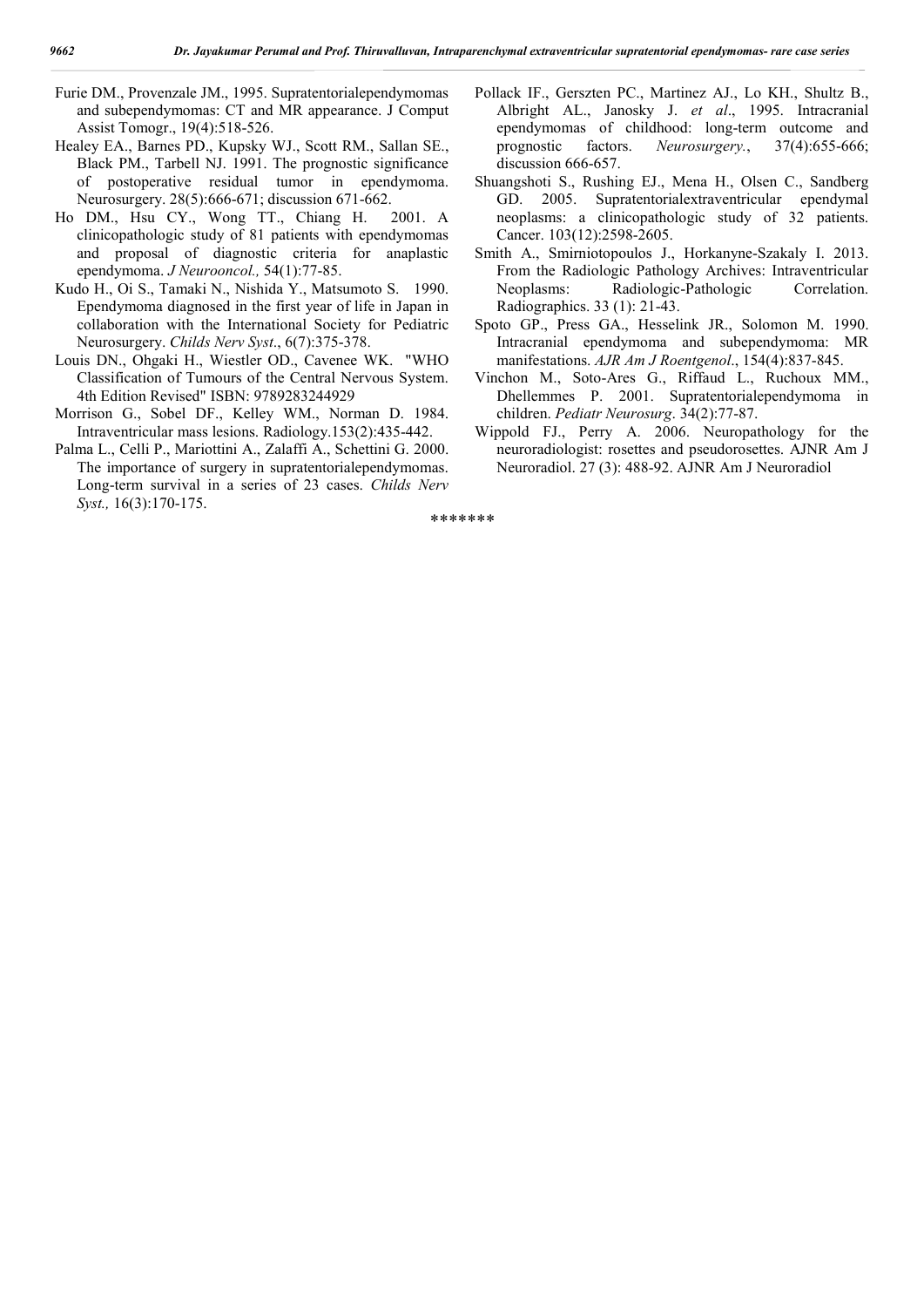Furie DM., Provenzale JM., 1995. Supratentorialependymomas and subependymomas: CT and MR appearance. J Comput Assist Tomogr., 19(4):518-526.

Healey EA., Barnes PD., Kupsky WJ., Scott RM., Sallan SE., Black PM., Tarbell NJ. 1991. The prognostic significance of postoperative residual tumor in ependymoma. Neurosurgery. 28(5):666-671; discussion 671-662.

Ho DM., Hsu CY., Wong TT., Chiang H. 2001. A clinicopathologic study of 81 patients with ependymomas and proposal of diagnostic criteria for anaplastic ependymoma. *J Neurooncol.,* 54(1):77-85.

Kudo H., Oi S., Tamaki N., Nishida Y., Matsumoto S. 1990. Ependymoma diagnosed in the first year of life in Japan in collaboration with the International Society for Pediatric Neurosurgery. *Childs Nerv Syst*., 6(7):375-378.

Louis DN., Ohgaki H., Wiestler OD., Cavenee WK. "WHO Classification of Tumours of the Central Nervous System. 4th Edition Revised" ISBN: 9789283244929

Morrison G., Sobel DF., Kelley WM., Norman D. 1984. Intraventricular mass lesions. Radiology.153(2):435-442.

Palma L., Celli P., Mariottini A., Zalaffi A., Schettini G. 2000. The importance of surgery in supratentorialependymomas. Long-term survival in a series of 23 cases. *Childs Nerv Syst.,* 16(3):170-175.

Pollack IF., Gerszten PC., Martinez AJ., Lo KH., Shultz B., Albright AL., Janosky J. *et al*., 1995. Intracranial ependymomas of childhood: long-term outcome and prognostic factors. *Neurosurgery.*, 37(4):655-666; discussion 666-657.

Shuangshoti S., Rushing EJ., Mena H., Olsen C., Sandberg GD. 2005. Supratentorialextraventricular ependymal neoplasms: a clinicopathologic study of 32 patients. Cancer. 103(12):2598-2605.

Smith A., Smirniotopoulos J., Horkanyne-Szakaly I. 2013. From the Radiologic Pathology Archives: Intraventricular Neoplasms: Radiologic-Pathologic Correlation. Radiographics. 33 (1): 21-43.

Spoto GP., Press GA., Hesselink JR., Solomon M. 1990. Intracranial ependymoma and subependymoma: MR manifestations. *AJR Am J Roentgenol*., 154(4):837-845.

Vinchon M., Soto-Ares G., Riffaud L., Ruchoux MM., Dhellemmes P. 2001. Supratentorialependymoma in children. *Pediatr Neurosurg*. 34(2):77-87.

Wippold FJ., Perry A. 2006. Neuropathology for the neuroradiologist: rosettes and pseudorosettes. AJNR Am J Neuroradiol. 27 (3): 488-92. AJNR Am J Neuroradiol

\*\*\*\*\*\*\*